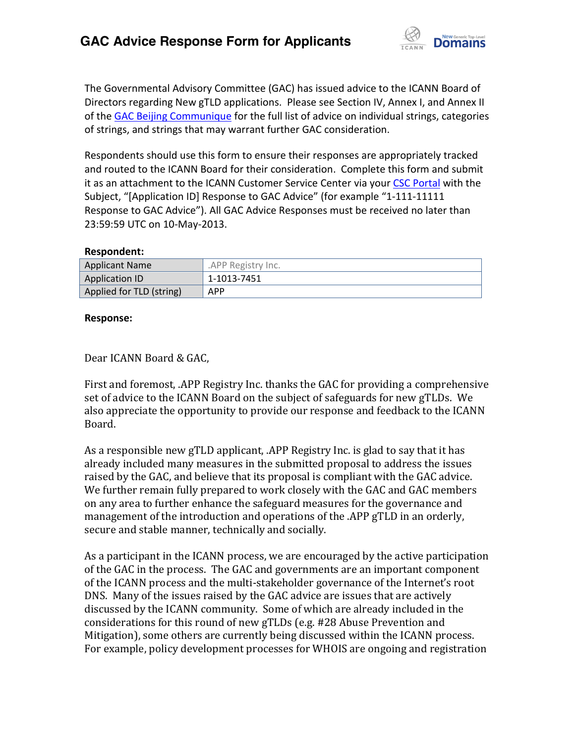# GAC Advice Response Form for Applicants

The Governmental Advisory Committee (GAC) has issued advice to the ICANN Board of Directors regarding New gTLD applications. Please see Section IV, Annex I, and Annex II of the GAC Beijing Communique for the full list of advice on individual strings, categories of strings, and strings that may warrant further GAC consideration.

Respondents should use this form to ensure their responses are appropriately tracked and routed to the ICANN Board for their consideration. Complete this form and submit it as an attachment to the ICANN Customer Service Center via your CSC Portal with the Subject, "[Application ID] Response to GAC Advice" (for example "1-111-11111 Response to GAC Advice"). All GAC Advice Responses must be received no later than 23:59:59 UTC on 10-May-2013.

**Respondent:**

| | |
|---|---|
| Applicant Name | .APP Registry Inc. |
| Application ID | 1-1013-7451 |
| Applied for TLD (string) | APP |

**Response:**

Dear ICANN Board & GAC,

First and foremost, .APP Registry Inc. thanks the GAC for providing a comprehensive set of advice to the ICANN Board on the subject of safeguards for new gTLDs. We also appreciate the opportunity to provide our response and feedback to the ICANN Board.

As a responsible new gTLD applicant, .APP Registry Inc. is glad to say that it has already included many measures in the submitted proposal to address the issues raised by the GAC, and believe that its proposal is compliant with the GAC advice. We further remain fully prepared to work closely with the GAC and GAC members on any area to further enhance the safeguard measures for the governance and management of the introduction and operations of the .APP gTLD in an orderly, secure and stable manner, technically and socially.

As a participant in the ICANN process, we are encouraged by the active participation of the GAC in the process. The GAC and governments are an important component of the ICANN process and the multi-stakeholder governance of the Internet's root DNS. Many of the issues raised by the GAC advice are issues that are actively discussed by the ICANN community. Some of which are already included in the considerations for this round of new gTLDs (e.g. #28 Abuse Prevention and Mitigation), some others are currently being discussed within the ICANN process. For example, policy development processes for WHOIS are ongoing and registration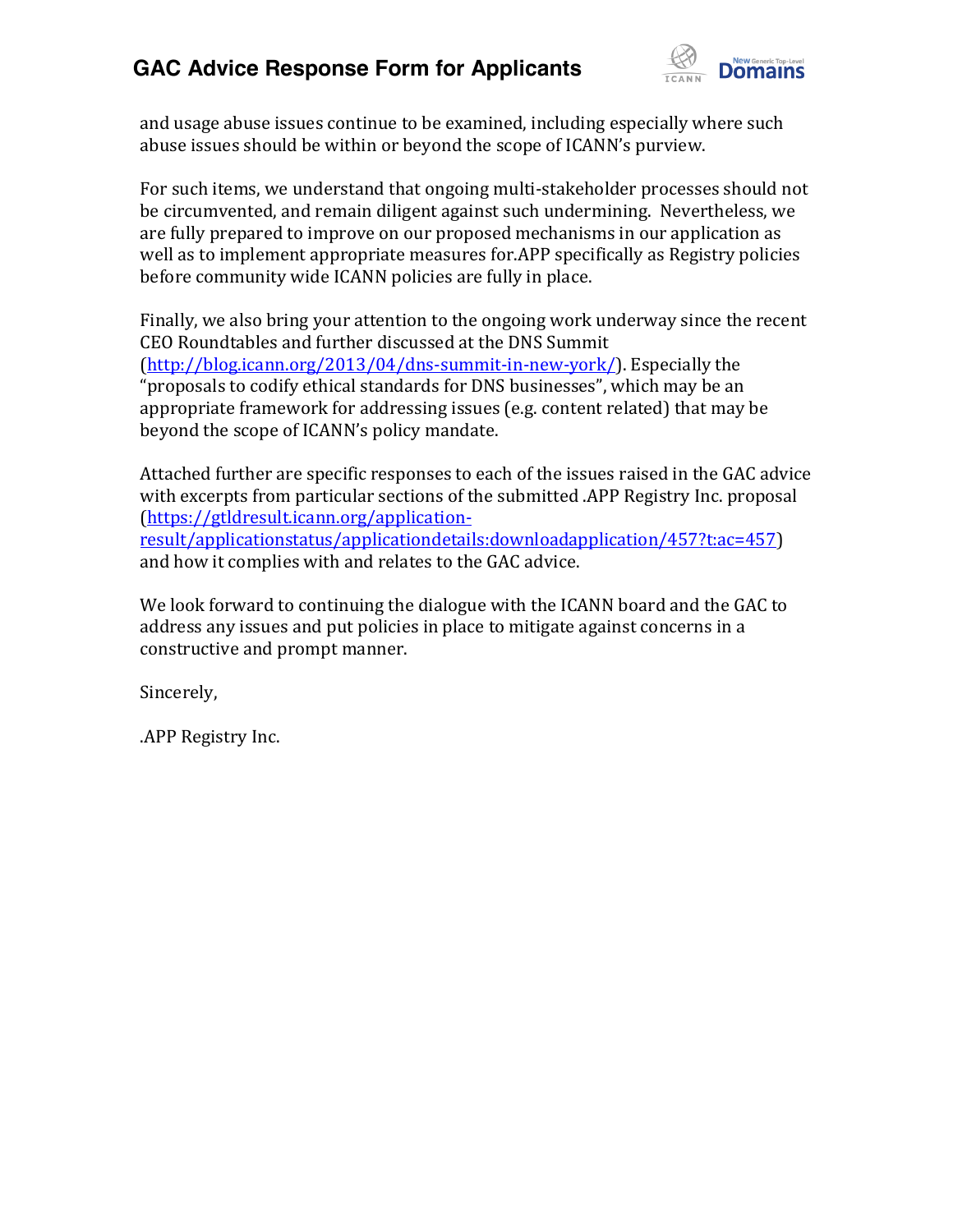and usage abuse issues continue to be examined, including especially where such abuse issues should be within or beyond the scope of ICANN's purview.

For such items, we understand that ongoing multi-stakeholder processes should not be circumvented, and remain diligent against such undermining. Nevertheless, we are fully prepared to improve on our proposed mechanisms in our application as well as to implement appropriate measures for.APP specifically as Registry policies before community wide ICANN policies are fully in place.

Finally, we also bring your attention to the ongoing work underway since the recent CEO Roundtables and further discussed at the DNS Summit (http://blog.icann.org/2013/04/dns-summit-in-new-york/). Especially the "proposals to codify ethical standards for DNS businesses", which may be an appropriate framework for addressing issues (e.g. content related) that may be beyond the scope of ICANN's policy mandate.

Attached further are specific responses to each of the issues raised in the GAC advice with excerpts from particular sections of the submitted .APP Registry Inc. proposal (https://gtldresult.icann.org/application-result/applicationstatus/applicationdetails:downloadapplication/457?t:ac=457) and how it complies with and relates to the GAC advice.

We look forward to continuing the dialogue with the ICANN board and the GAC to address any issues and put policies in place to mitigate against concerns in a constructive and prompt manner.

Sincerely,

.APP Registry Inc.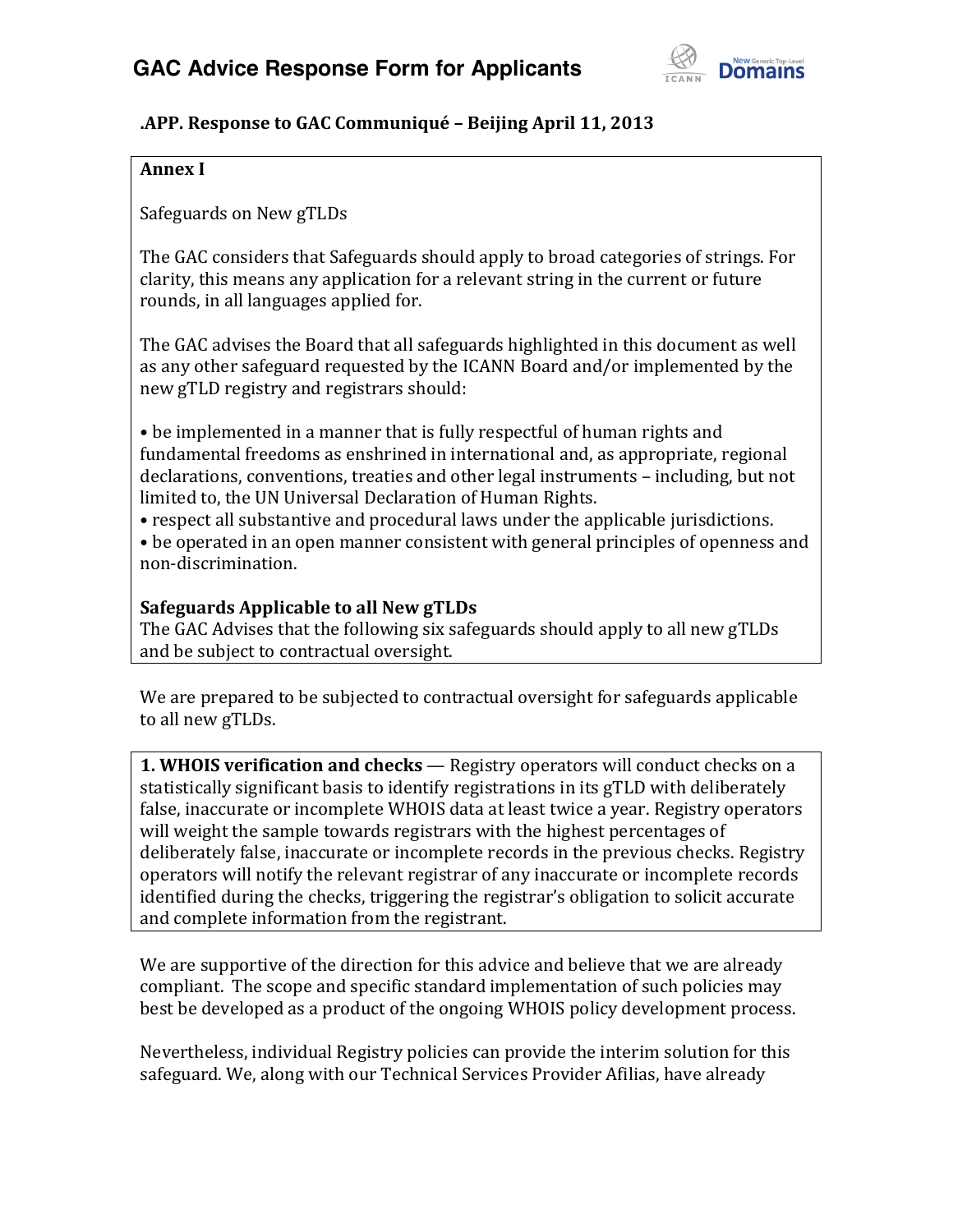# GAC Advice Response Form for Applicants

## .APP. Response to GAC Communiqué – Beijing April 11, 2013

**Annex I**

Safeguards on New gTLDs

The GAC considers that Safeguards should apply to broad categories of strings. For clarity, this means any application for a relevant string in the current or future rounds, in all languages applied for.

The GAC advises the Board that all safeguards highlighted in this document as well as any other safeguard requested by the ICANN Board and/or implemented by the new gTLD registry and registrars should:

- be implemented in a manner that is fully respectful of human rights and fundamental freedoms as enshrined in international and, as appropriate, regional declarations, conventions, treaties and other legal instruments – including, but not limited to, the UN Universal Declaration of Human Rights.
- respect all substantive and procedural laws under the applicable jurisdictions.
- be operated in an open manner consistent with general principles of openness and non-discrimination.

**Safeguards Applicable to all New gTLDs**
The GAC Advises that the following six safeguards should apply to all new gTLDs and be subject to contractual oversight.

We are prepared to be subjected to contractual oversight for safeguards applicable to all new gTLDs.

**1. WHOIS verification and checks** — Registry operators will conduct checks on a statistically significant basis to identify registrations in its gTLD with deliberately false, inaccurate or incomplete WHOIS data at least twice a year. Registry operators will weight the sample towards registrars with the highest percentages of deliberately false, inaccurate or incomplete records in the previous checks. Registry operators will notify the relevant registrar of any inaccurate or incomplete records identified during the checks, triggering the registrar's obligation to solicit accurate and complete information from the registrant.

We are supportive of the direction for this advice and believe that we are already compliant. The scope and specific standard implementation of such policies may best be developed as a product of the ongoing WHOIS policy development process.

Nevertheless, individual Registry policies can provide the interim solution for this safeguard. We, along with our Technical Services Provider Afilias, have already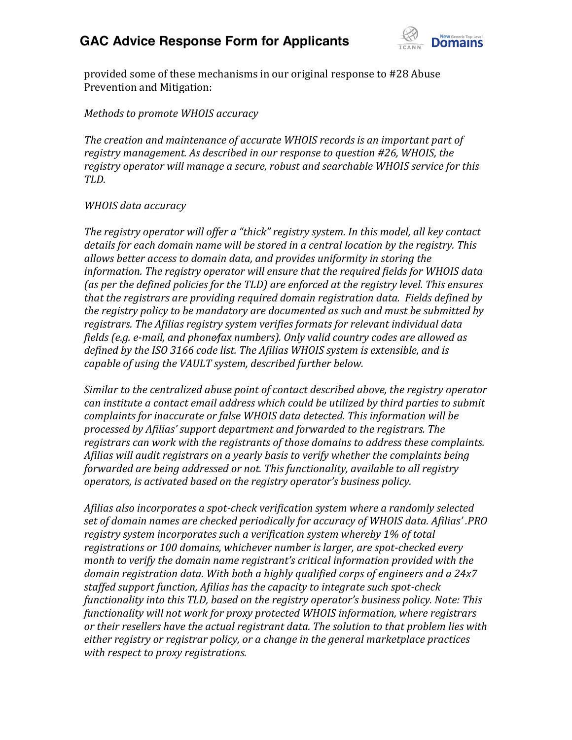provided some of these mechanisms in our original response to #28 Abuse Prevention and Mitigation:

*Methods to promote WHOIS accuracy*

*The creation and maintenance of accurate WHOIS records is an important part of registry management. As described in our response to question #26, WHOIS, the registry operator will manage a secure, robust and searchable WHOIS service for this TLD.*

*WHOIS data accuracy*

*The registry operator will offer a "thick" registry system. In this model, all key contact details for each domain name will be stored in a central location by the registry. This allows better access to domain data, and provides uniformity in storing the information. The registry operator will ensure that the required fields for WHOIS data (as per the defined policies for the TLD) are enforced at the registry level. This ensures that the registrars are providing required domain registration data. Fields defined by the registry policy to be mandatory are documented as such and must be submitted by registrars. The Afilias registry system verifies formats for relevant individual data fields (e.g. e-mail, and phone/fax numbers). Only valid country codes are allowed as defined by the ISO 3166 code list. The Afilias WHOIS system is extensible, and is capable of using the VAULT system, described further below.*

*Similar to the centralized abuse point of contact described above, the registry operator can institute a contact email address which could be utilized by third parties to submit complaints for inaccurate or false WHOIS data detected. This information will be processed by Afilias' support department and forwarded to the registrars. The registrars can work with the registrants of those domains to address these complaints. Afilias will audit registrars on a yearly basis to verify whether the complaints being forwarded are being addressed or not. This functionality, available to all registry operators, is activated based on the registry operator's business policy.*

*Afilias also incorporates a spot-check verification system where a randomly selected set of domain names are checked periodically for accuracy of WHOIS data. Afilias' .PRO registry system incorporates such a verification system whereby 1% of total registrations or 100 domains, whichever number is larger, are spot-checked every month to verify the domain name registrant's critical information provided with the domain registration data. With both a highly qualified corps of engineers and a 24x7 staffed support function, Afilias has the capacity to integrate such spot-check functionality into this TLD, based on the registry operator's business policy. Note: This functionality will not work for proxy protected WHOIS information, where registrars or their resellers have the actual registrant data. The solution to that problem lies with either registry or registrar policy, or a change in the general marketplace practices with respect to proxy registrations.*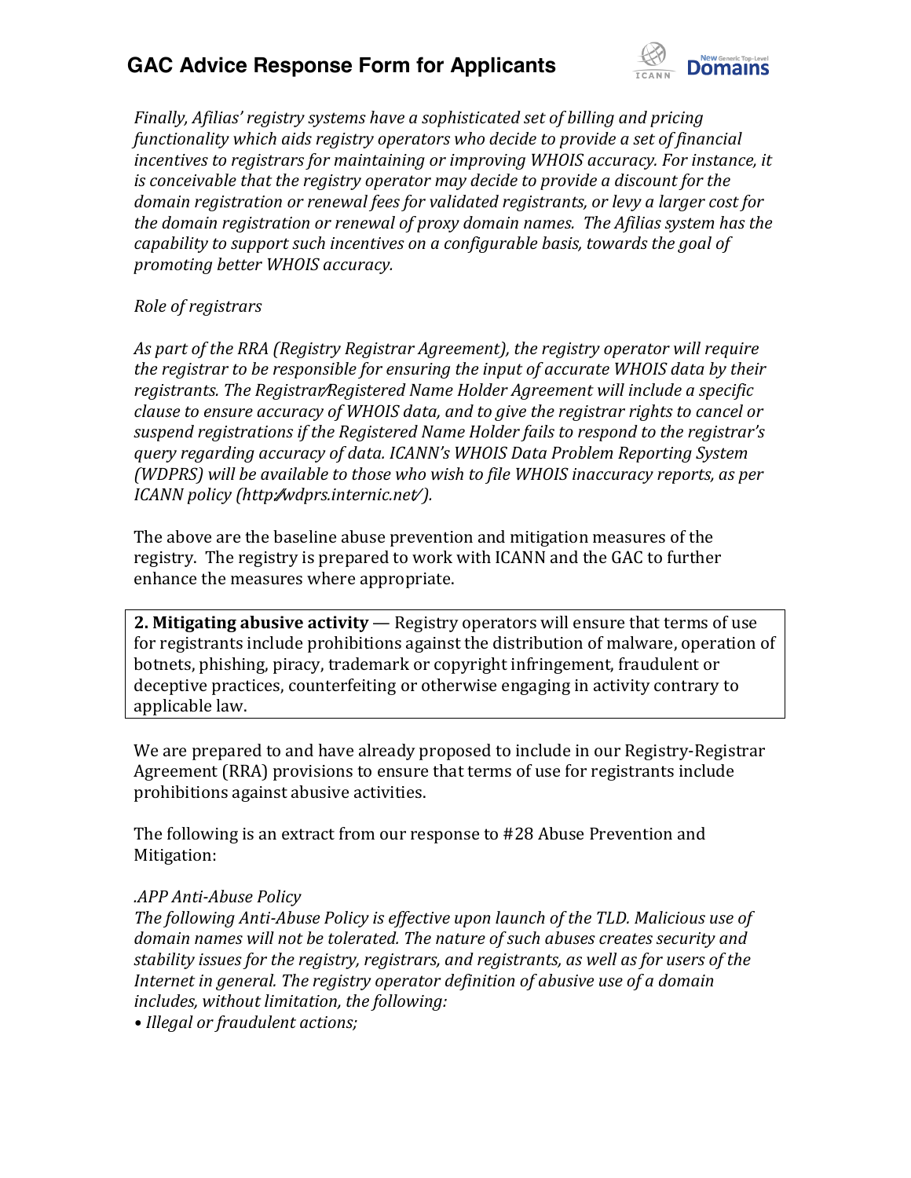*Finally, Afilias' registry systems have a sophisticated set of billing and pricing functionality which aids registry operators who decide to provide a set of financial incentives to registrars for maintaining or improving WHOIS accuracy. For instance, it is conceivable that the registry operator may decide to provide a discount for the domain registration or renewal fees for validated registrants, or levy a larger cost for the domain registration or renewal of proxy domain names. The Afilias system has the capability to support such incentives on a configurable basis, towards the goal of promoting better WHOIS accuracy.*

*Role of registrars*

*As part of the RRA (Registry Registrar Agreement), the registry operator will require the registrar to be responsible for ensuring the input of accurate WHOIS data by their registrants. The Registrar/Registered Name Holder Agreement will include a specific clause to ensure accuracy of WHOIS data, and to give the registrar rights to cancel or suspend registrations if the Registered Name Holder fails to respond to the registrar's query regarding accuracy of data. ICANN's WHOIS Data Problem Reporting System (WDPRS) will be available to those who wish to file WHOIS inaccuracy reports, as per ICANN policy (http://wdprs.internic.net/).*

The above are the baseline abuse prevention and mitigation measures of the registry. The registry is prepared to work with ICANN and the GAC to further enhance the measures where appropriate.

**2. Mitigating abusive activity** — Registry operators will ensure that terms of use for registrants include prohibitions against the distribution of malware, operation of botnets, phishing, piracy, trademark or copyright infringement, fraudulent or deceptive practices, counterfeiting or otherwise engaging in activity contrary to applicable law.

We are prepared to and have already proposed to include in our Registry-Registrar Agreement (RRA) provisions to ensure that terms of use for registrants include prohibitions against abusive activities.

The following is an extract from our response to #28 Abuse Prevention and Mitigation:

*.APP Anti-Abuse Policy*
*The following Anti-Abuse Policy is effective upon launch of the TLD. Malicious use of domain names will not be tolerated. The nature of such abuses creates security and stability issues for the registry, registrars, and registrants, as well as for users of the Internet in general. The registry operator definition of abusive use of a domain includes, without limitation, the following:*

- *Illegal or fraudulent actions;*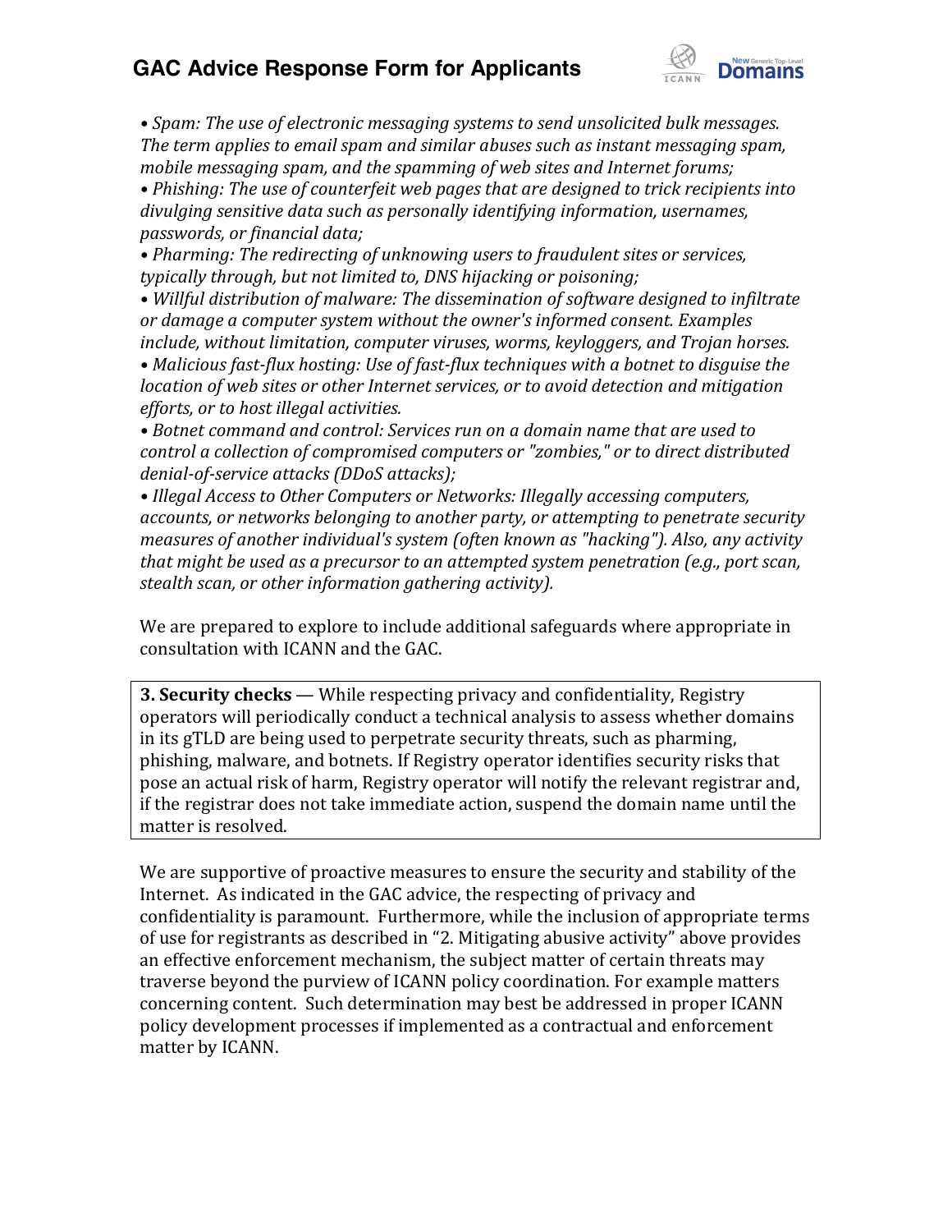- *Spam: The use of electronic messaging systems to send unsolicited bulk messages. The term applies to email spam and similar abuses such as instant messaging spam, mobile messaging spam, and the spamming of web sites and Internet forums;*
- *Phishing: The use of counterfeit web pages that are designed to trick recipients into divulging sensitive data such as personally identifying information, usernames, passwords, or financial data;*
- *Pharming: The redirecting of unknowing users to fraudulent sites or services, typically through, but not limited to, DNS hijacking or poisoning;*
- *Willful distribution of malware: The dissemination of software designed to infiltrate or damage a computer system without the owner's informed consent. Examples include, without limitation, computer viruses, worms, keyloggers, and Trojan horses.*
- *Malicious fast-flux hosting: Use of fast-flux techniques with a botnet to disguise the location of web sites or other Internet services, or to avoid detection and mitigation efforts, or to host illegal activities.*
- *Botnet command and control: Services run on a domain name that are used to control a collection of compromised computers or "zombies," or to direct distributed denial-of-service attacks (DDoS attacks);*
- *Illegal Access to Other Computers or Networks: Illegally accessing computers, accounts, or networks belonging to another party, or attempting to penetrate security measures of another individual's system (often known as "hacking"). Also, any activity that might be used as a precursor to an attempted system penetration (e.g., port scan, stealth scan, or other information gathering activity).*

We are prepared to explore to include additional safeguards where appropriate in consultation with ICANN and the GAC.

> **3. Security checks** — While respecting privacy and confidentiality, Registry operators will periodically conduct a technical analysis to assess whether domains in its gTLD are being used to perpetrate security threats, such as pharming, phishing, malware, and botnets. If Registry operator identifies security risks that pose an actual risk of harm, Registry operator will notify the relevant registrar and, if the registrar does not take immediate action, suspend the domain name until the matter is resolved.

We are supportive of proactive measures to ensure the security and stability of the Internet. As indicated in the GAC advice, the respecting of privacy and confidentiality is paramount. Furthermore, while the inclusion of appropriate terms of use for registrants as described in "2. Mitigating abusive activity" above provides an effective enforcement mechanism, the subject matter of certain threats may traverse beyond the purview of ICANN policy coordination. For example matters concerning content. Such determination may best be addressed in proper ICANN policy development processes if implemented as a contractual and enforcement matter by ICANN.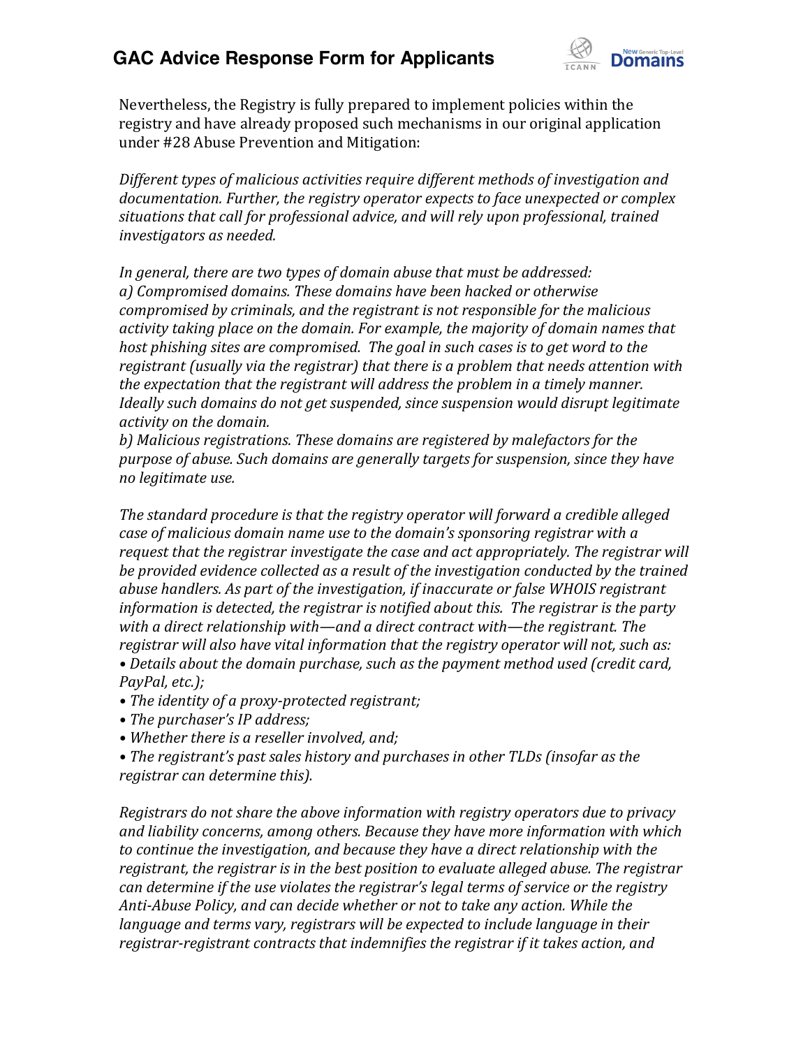Nevertheless, the Registry is fully prepared to implement policies within the registry and have already proposed such mechanisms in our original application under #28 Abuse Prevention and Mitigation:

*Different types of malicious activities require different methods of investigation and documentation. Further, the registry operator expects to face unexpected or complex situations that call for professional advice, and will rely upon professional, trained investigators as needed.*

*In general, there are two types of domain abuse that must be addressed:*
*a) Compromised domains. These domains have been hacked or otherwise compromised by criminals, and the registrant is not responsible for the malicious activity taking place on the domain. For example, the majority of domain names that host phishing sites are compromised. The goal in such cases is to get word to the registrant (usually via the registrar) that there is a problem that needs attention with the expectation that the registrant will address the problem in a timely manner. Ideally such domains do not get suspended, since suspension would disrupt legitimate activity on the domain.*
*b) Malicious registrations. These domains are registered by malefactors for the purpose of abuse. Such domains are generally targets for suspension, since they have no legitimate use.*

*The standard procedure is that the registry operator will forward a credible alleged case of malicious domain name use to the domain's sponsoring registrar with a request that the registrar investigate the case and act appropriately. The registrar will be provided evidence collected as a result of the investigation conducted by the trained abuse handlers. As part of the investigation, if inaccurate or false WHOIS registrant information is detected, the registrar is notified about this. The registrar is the party with a direct relationship with—and a direct contract with—the registrant. The registrar will also have vital information that the registry operator will not, such as:*
*• Details about the domain purchase, such as the payment method used (credit card, PayPal, etc.);*
*• The identity of a proxy-protected registrant;*
*• The purchaser's IP address;*
*• Whether there is a reseller involved, and;*
*• The registrant's past sales history and purchases in other TLDs (insofar as the registrar can determine this).*

*Registrars do not share the above information with registry operators due to privacy and liability concerns, among others. Because they have more information with which to continue the investigation, and because they have a direct relationship with the registrant, the registrar is in the best position to evaluate alleged abuse. The registrar can determine if the use violates the registrar's legal terms of service or the registry Anti-Abuse Policy, and can decide whether or not to take any action. While the language and terms vary, registrars will be expected to include language in their registrar-registrant contracts that indemnifies the registrar if it takes action, and*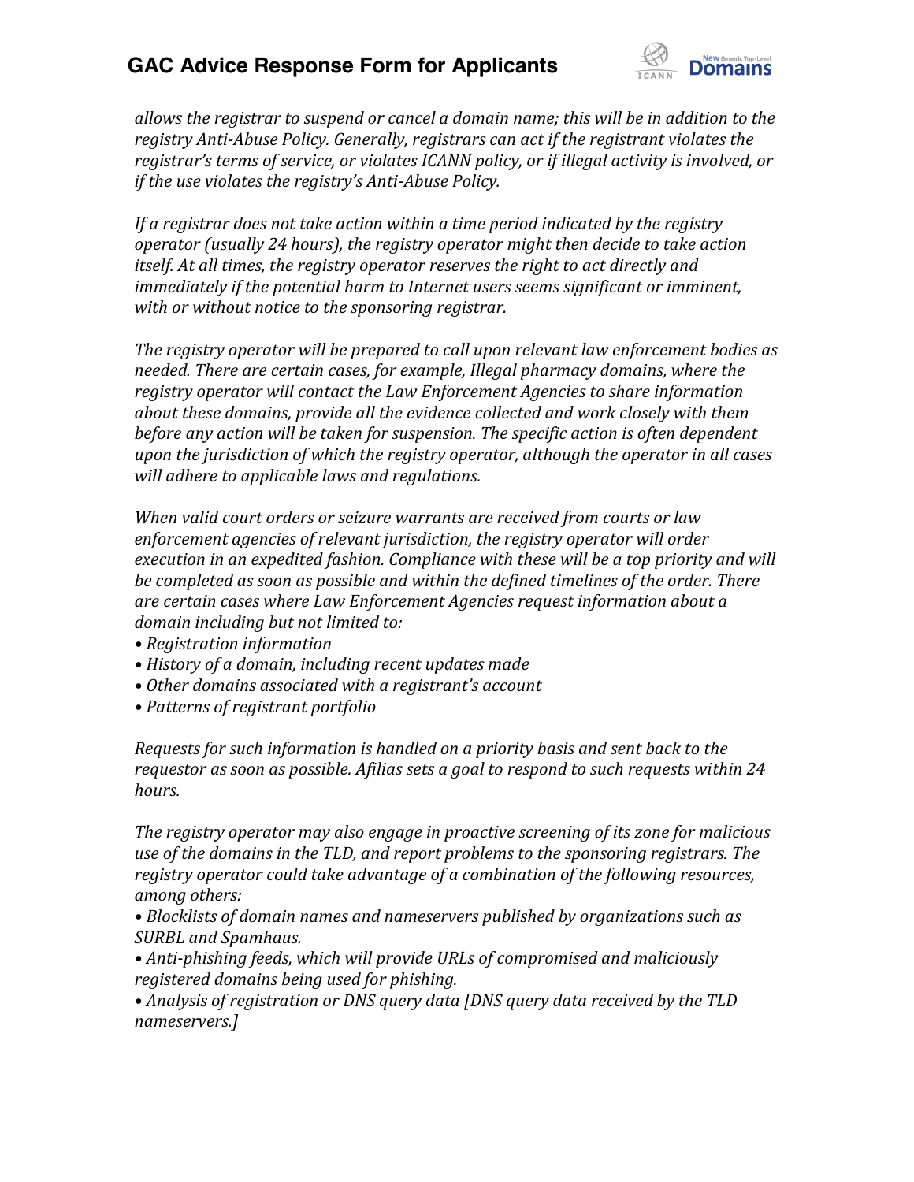*allows the registrar to suspend or cancel a domain name; this will be in addition to the registry Anti-Abuse Policy. Generally, registrars can act if the registrant violates the registrar's terms of service, or violates ICANN policy, or if illegal activity is involved, or if the use violates the registry's Anti-Abuse Policy.*

*If a registrar does not take action within a time period indicated by the registry operator (usually 24 hours), the registry operator might then decide to take action itself. At all times, the registry operator reserves the right to act directly and immediately if the potential harm to Internet users seems significant or imminent, with or without notice to the sponsoring registrar.*

*The registry operator will be prepared to call upon relevant law enforcement bodies as needed. There are certain cases, for example, Illegal pharmacy domains, where the registry operator will contact the Law Enforcement Agencies to share information about these domains, provide all the evidence collected and work closely with them before any action will be taken for suspension. The specific action is often dependent upon the jurisdiction of which the registry operator, although the operator in all cases will adhere to applicable laws and regulations.*

*When valid court orders or seizure warrants are received from courts or law enforcement agencies of relevant jurisdiction, the registry operator will order execution in an expedited fashion. Compliance with these will be a top priority and will be completed as soon as possible and within the defined timelines of the order. There are certain cases where Law Enforcement Agencies request information about a domain including but not limited to:*

- *Registration information*
- *History of a domain, including recent updates made*
- *Other domains associated with a registrant's account*
- *Patterns of registrant portfolio*

*Requests for such information is handled on a priority basis and sent back to the requestor as soon as possible. Afilias sets a goal to respond to such requests within 24 hours.*

*The registry operator may also engage in proactive screening of its zone for malicious use of the domains in the TLD, and report problems to the sponsoring registrars. The registry operator could take advantage of a combination of the following resources, among others:*

- *Blocklists of domain names and nameservers published by organizations such as SURBL and Spamhaus.*
- *Anti-phishing feeds, which will provide URLs of compromised and maliciously registered domains being used for phishing.*
- *Analysis of registration or DNS query data [DNS query data received by the TLD nameservers.]*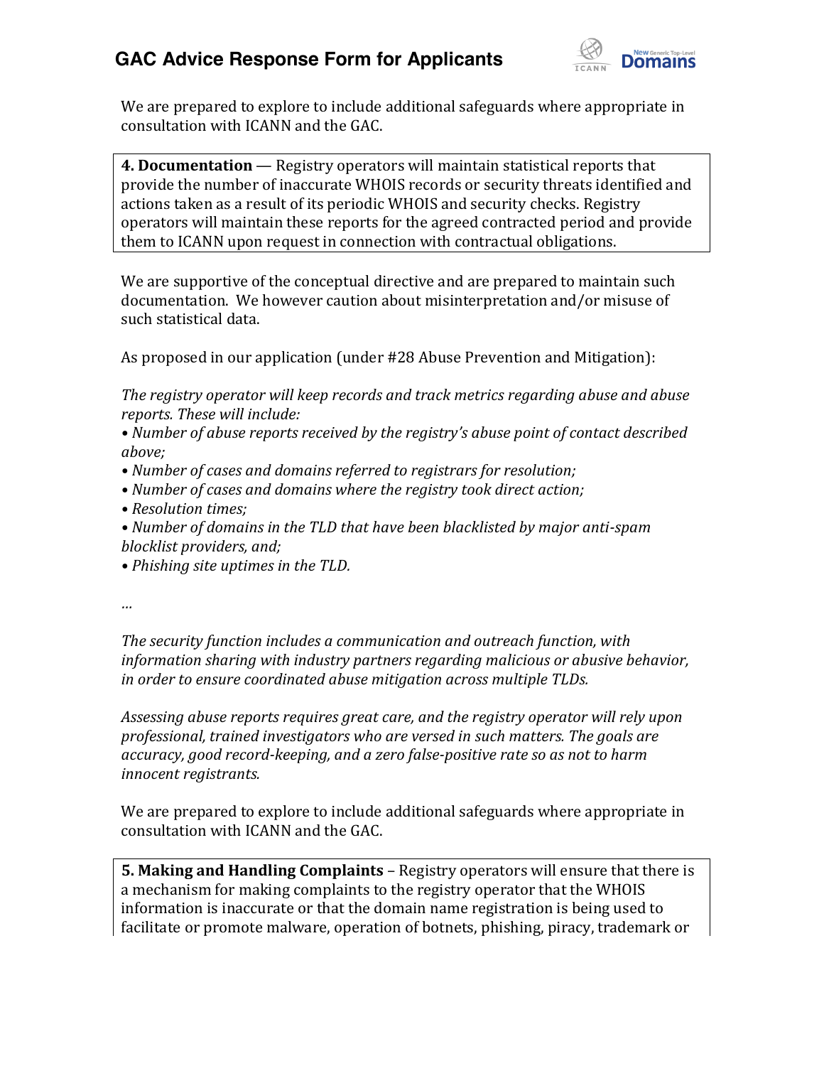We are prepared to explore to include additional safeguards where appropriate in consultation with ICANN and the GAC.

**4. Documentation** — Registry operators will maintain statistical reports that provide the number of inaccurate WHOIS records or security threats identified and actions taken as a result of its periodic WHOIS and security checks. Registry operators will maintain these reports for the agreed contracted period and provide them to ICANN upon request in connection with contractual obligations.

We are supportive of the conceptual directive and are prepared to maintain such documentation. We however caution about misinterpretation and/or misuse of such statistical data.

As proposed in our application (under #28 Abuse Prevention and Mitigation):

*The registry operator will keep records and track metrics regarding abuse and abuse reports. These will include:*

- *Number of abuse reports received by the registry's abuse point of contact described above;*
- *Number of cases and domains referred to registrars for resolution;*
- *Number of cases and domains where the registry took direct action;*
- *Resolution times;*
- *Number of domains in the TLD that have been blacklisted by major anti-spam blocklist providers, and;*
- *Phishing site uptimes in the TLD.*

*…*

*The security function includes a communication and outreach function, with information sharing with industry partners regarding malicious or abusive behavior, in order to ensure coordinated abuse mitigation across multiple TLDs.*

*Assessing abuse reports requires great care, and the registry operator will rely upon professional, trained investigators who are versed in such matters. The goals are accuracy, good record-keeping, and a zero false-positive rate so as not to harm innocent registrants.*

We are prepared to explore to include additional safeguards where appropriate in consultation with ICANN and the GAC.

**5. Making and Handling Complaints** – Registry operators will ensure that there is a mechanism for making complaints to the registry operator that the WHOIS information is inaccurate or that the domain name registration is being used to facilitate or promote malware, operation of botnets, phishing, piracy, trademark or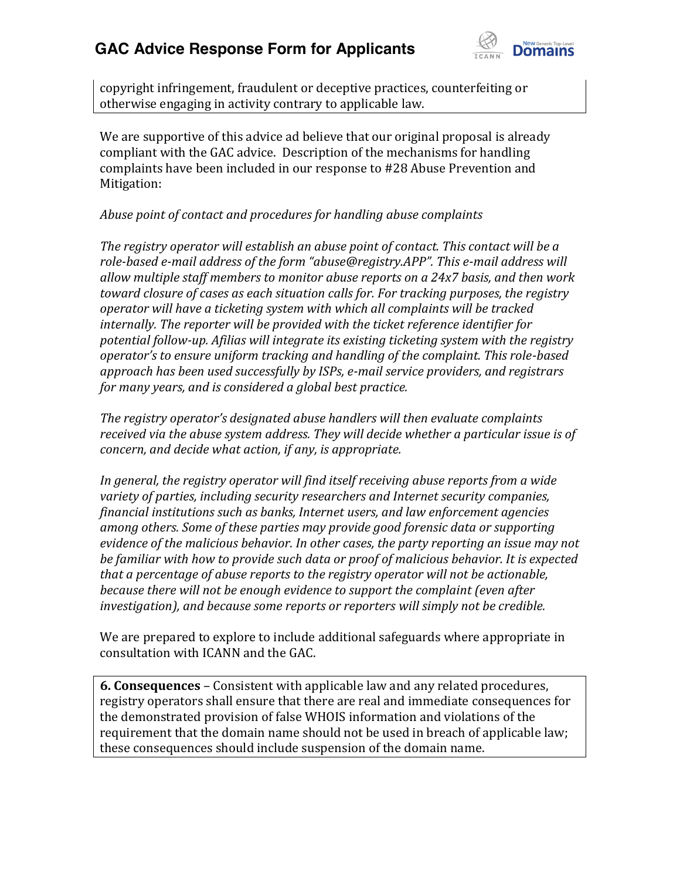copyright infringement, fraudulent or deceptive practices, counterfeiting or otherwise engaging in activity contrary to applicable law.

We are supportive of this advice ad believe that our original proposal is already compliant with the GAC advice. Description of the mechanisms for handling complaints have been included in our response to #28 Abuse Prevention and Mitigation:

*Abuse point of contact and procedures for handling abuse complaints*

*The registry operator will establish an abuse point of contact. This contact will be a role-based e-mail address of the form "abuse@registry.APP". This e-mail address will allow multiple staff members to monitor abuse reports on a 24x7 basis, and then work toward closure of cases as each situation calls for. For tracking purposes, the registry operator will have a ticketing system with which all complaints will be tracked internally. The reporter will be provided with the ticket reference identifier for potential follow-up. Afilias will integrate its existing ticketing system with the registry operator's to ensure uniform tracking and handling of the complaint. This role-based approach has been used successfully by ISPs, e-mail service providers, and registrars for many years, and is considered a global best practice.*

*The registry operator's designated abuse handlers will then evaluate complaints received via the abuse system address. They will decide whether a particular issue is of concern, and decide what action, if any, is appropriate.*

*In general, the registry operator will find itself receiving abuse reports from a wide variety of parties, including security researchers and Internet security companies, financial institutions such as banks, Internet users, and law enforcement agencies among others. Some of these parties may provide good forensic data or supporting evidence of the malicious behavior. In other cases, the party reporting an issue may not be familiar with how to provide such data or proof of malicious behavior. It is expected that a percentage of abuse reports to the registry operator will not be actionable, because there will not be enough evidence to support the complaint (even after investigation), and because some reports or reporters will simply not be credible.*

We are prepared to explore to include additional safeguards where appropriate in consultation with ICANN and the GAC.

**6. Consequences** – Consistent with applicable law and any related procedures, registry operators shall ensure that there are real and immediate consequences for the demonstrated provision of false WHOIS information and violations of the requirement that the domain name should not be used in breach of applicable law; these consequences should include suspension of the domain name.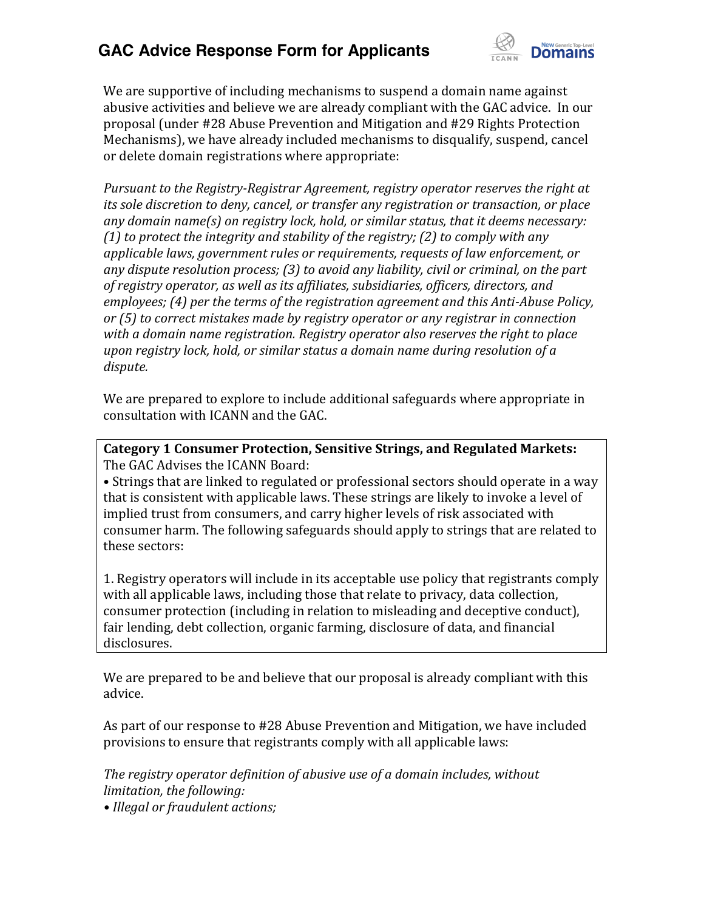We are supportive of including mechanisms to suspend a domain name against abusive activities and believe we are already compliant with the GAC advice. In our proposal (under #28 Abuse Prevention and Mitigation and #29 Rights Protection Mechanisms), we have already included mechanisms to disqualify, suspend, cancel or delete domain registrations where appropriate:

*Pursuant to the Registry-Registrar Agreement, registry operator reserves the right at its sole discretion to deny, cancel, or transfer any registration or transaction, or place any domain name(s) on registry lock, hold, or similar status, that it deems necessary: (1) to protect the integrity and stability of the registry; (2) to comply with any applicable laws, government rules or requirements, requests of law enforcement, or any dispute resolution process; (3) to avoid any liability, civil or criminal, on the part of registry operator, as well as its affiliates, subsidiaries, officers, directors, and employees; (4) per the terms of the registration agreement and this Anti-Abuse Policy, or (5) to correct mistakes made by registry operator or any registrar in connection with a domain name registration. Registry operator also reserves the right to place upon registry lock, hold, or similar status a domain name during resolution of a dispute.*

We are prepared to explore to include additional safeguards where appropriate in consultation with ICANN and the GAC.

**Category 1 Consumer Protection, Sensitive Strings, and Regulated Markets:**
The GAC Advises the ICANN Board:

- Strings that are linked to regulated or professional sectors should operate in a way that is consistent with applicable laws. These strings are likely to invoke a level of implied trust from consumers, and carry higher levels of risk associated with consumer harm. The following safeguards should apply to strings that are related to these sectors:

1. Registry operators will include in its acceptable use policy that registrants comply with all applicable laws, including those that relate to privacy, data collection, consumer protection (including in relation to misleading and deceptive conduct), fair lending, debt collection, organic farming, disclosure of data, and financial disclosures.

We are prepared to be and believe that our proposal is already compliant with this advice.

As part of our response to #28 Abuse Prevention and Mitigation, we have included provisions to ensure that registrants comply with all applicable laws:

*The registry operator definition of abusive use of a domain includes, without limitation, the following:*

- *Illegal or fraudulent actions;*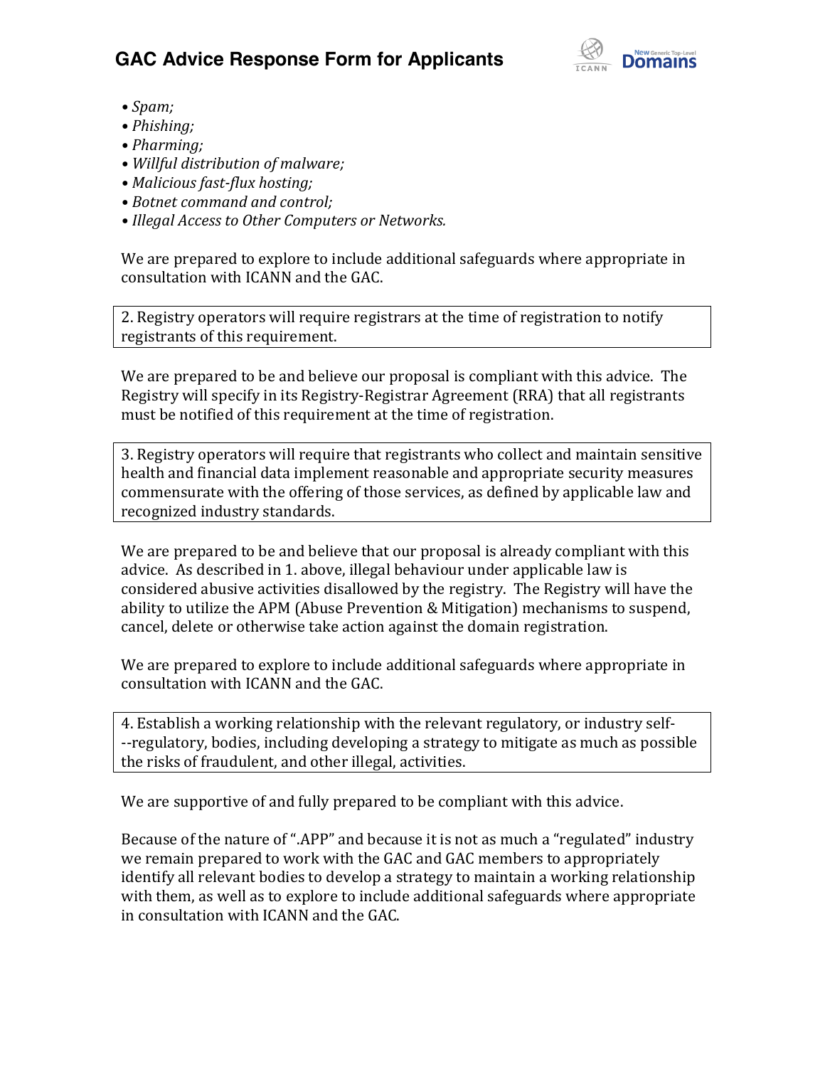- *Spam;*
- *Phishing;*
- *Pharming;*
- *Willful distribution of malware;*
- *Malicious fast-flux hosting;*
- *Botnet command and control;*
- *Illegal Access to Other Computers or Networks.*

We are prepared to explore to include additional safeguards where appropriate in consultation with ICANN and the GAC.

| 2. Registry operators will require registrars at the time of registration to notify registrants of this requirement. |
|---|

We are prepared to be and believe our proposal is compliant with this advice. The Registry will specify in its Registry-Registrar Agreement (RRA) that all registrants must be notified of this requirement at the time of registration.

| 3. Registry operators will require that registrants who collect and maintain sensitive health and financial data implement reasonable and appropriate security measures commensurate with the offering of those services, as defined by applicable law and recognized industry standards. |
|---|

We are prepared to be and believe that our proposal is already compliant with this advice. As described in 1. above, illegal behaviour under applicable law is considered abusive activities disallowed by the registry. The Registry will have the ability to utilize the APM (Abuse Prevention & Mitigation) mechanisms to suspend, cancel, delete or otherwise take action against the domain registration.

We are prepared to explore to include additional safeguards where appropriate in consultation with ICANN and the GAC.

| 4. Establish a working relationship with the relevant regulatory, or industry self--regulatory, bodies, including developing a strategy to mitigate as much as possible the risks of fraudulent, and other illegal, activities. |
|---|

We are supportive of and fully prepared to be compliant with this advice.

Because of the nature of ".APP" and because it is not as much a "regulated" industry we remain prepared to work with the GAC and GAC members to appropriately identify all relevant bodies to develop a strategy to maintain a working relationship with them, as well as to explore to include additional safeguards where appropriate in consultation with ICANN and the GAC.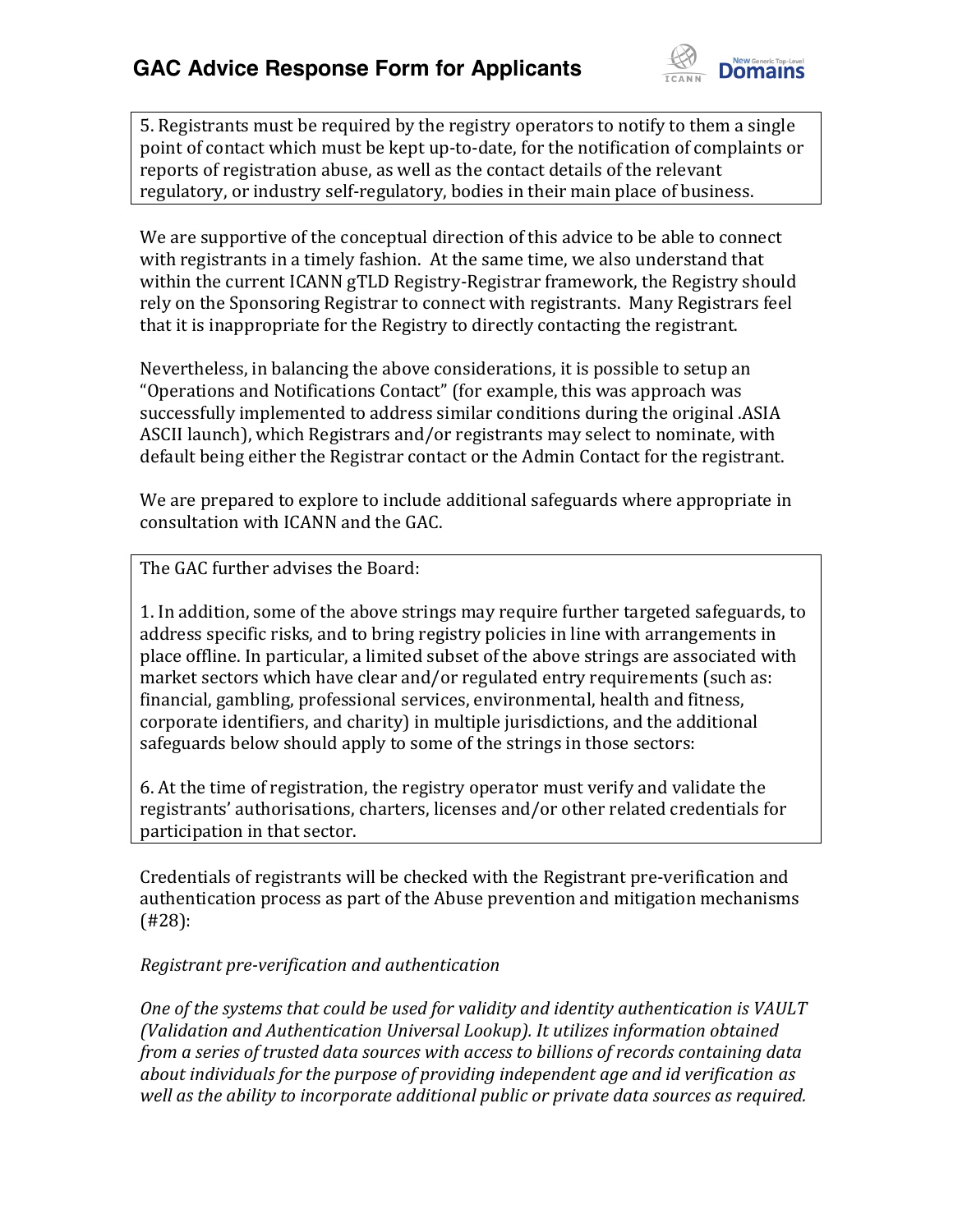5. Registrants must be required by the registry operators to notify to them a single point of contact which must be kept up-to-date, for the notification of complaints or reports of registration abuse, as well as the contact details of the relevant regulatory, or industry self-regulatory, bodies in their main place of business.

We are supportive of the conceptual direction of this advice to be able to connect with registrants in a timely fashion. At the same time, we also understand that within the current ICANN gTLD Registry-Registrar framework, the Registry should rely on the Sponsoring Registrar to connect with registrants. Many Registrars feel that it is inappropriate for the Registry to directly contacting the registrant.

Nevertheless, in balancing the above considerations, it is possible to setup an "Operations and Notifications Contact" (for example, this was approach was successfully implemented to address similar conditions during the original .ASIA ASCII launch), which Registrars and/or registrants may select to nominate, with default being either the Registrar contact or the Admin Contact for the registrant.

We are prepared to explore to include additional safeguards where appropriate in consultation with ICANN and the GAC.

The GAC further advises the Board:

1. In addition, some of the above strings may require further targeted safeguards, to address specific risks, and to bring registry policies in line with arrangements in place offline. In particular, a limited subset of the above strings are associated with market sectors which have clear and/or regulated entry requirements (such as: financial, gambling, professional services, environmental, health and fitness, corporate identifiers, and charity) in multiple jurisdictions, and the additional safeguards below should apply to some of the strings in those sectors:

6. At the time of registration, the registry operator must verify and validate the registrants' authorisations, charters, licenses and/or other related credentials for participation in that sector.

Credentials of registrants will be checked with the Registrant pre-verification and authentication process as part of the Abuse prevention and mitigation mechanisms (#28):

*Registrant pre-verification and authentication*

*One of the systems that could be used for validity and identity authentication is VAULT (Validation and Authentication Universal Lookup). It utilizes information obtained from a series of trusted data sources with access to billions of records containing data about individuals for the purpose of providing independent age and id verification as well as the ability to incorporate additional public or private data sources as required.*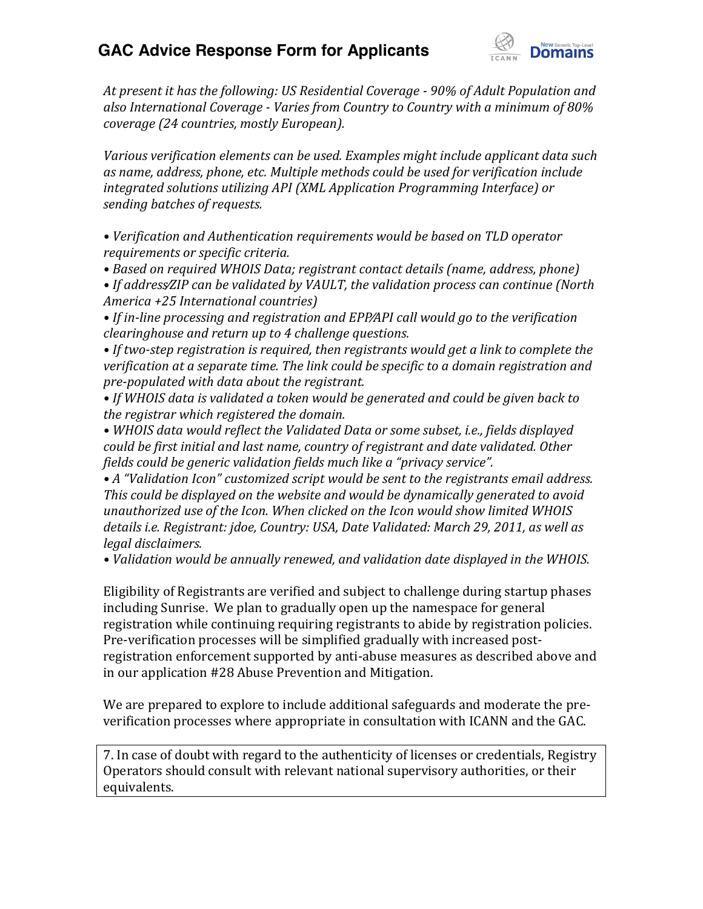*At present it has the following: US Residential Coverage - 90% of Adult Population and also International Coverage - Varies from Country to Country with a minimum of 80% coverage (24 countries, mostly European).*

*Various verification elements can be used. Examples might include applicant data such as name, address, phone, etc. Multiple methods could be used for verification include integrated solutions utilizing API (XML Application Programming Interface) or sending batches of requests.*

- *Verification and Authentication requirements would be based on TLD operator requirements or specific criteria.*
- *Based on required WHOIS Data; registrant contact details (name, address, phone)*
- *If address/ZIP can be validated by VAULT, the validation process can continue (North America +25 International countries)*
- *If in-line processing and registration and EPP/API call would go to the verification clearinghouse and return up to 4 challenge questions.*
- *If two-step registration is required, then registrants would get a link to complete the verification at a separate time. The link could be specific to a domain registration and pre-populated with data about the registrant.*
- *If WHOIS data is validated a token would be generated and could be given back to the registrar which registered the domain.*
- *WHOIS data would reflect the Validated Data or some subset, i.e., fields displayed could be first initial and last name, country of registrant and date validated. Other fields could be generic validation fields much like a "privacy service".*
- *A "Validation Icon" customized script would be sent to the registrants email address. This could be displayed on the website and would be dynamically generated to avoid unauthorized use of the Icon. When clicked on the Icon would show limited WHOIS details i.e. Registrant: jdoe, Country: USA, Date Validated: March 29, 2011, as well as legal disclaimers.*
- *Validation would be annually renewed, and validation date displayed in the WHOIS.*

Eligibility of Registrants are verified and subject to challenge during startup phases including Sunrise. We plan to gradually open up the namespace for general registration while continuing requiring registrants to abide by registration policies. Pre-verification processes will be simplified gradually with increased post-registration enforcement supported by anti-abuse measures as described above and in our application #28 Abuse Prevention and Mitigation.

We are prepared to explore to include additional safeguards and moderate the pre-verification processes where appropriate in consultation with ICANN and the GAC.

| 7. In case of doubt with regard to the authenticity of licenses or credentials, Registry Operators should consult with relevant national supervisory authorities, or their equivalents. |
| --- |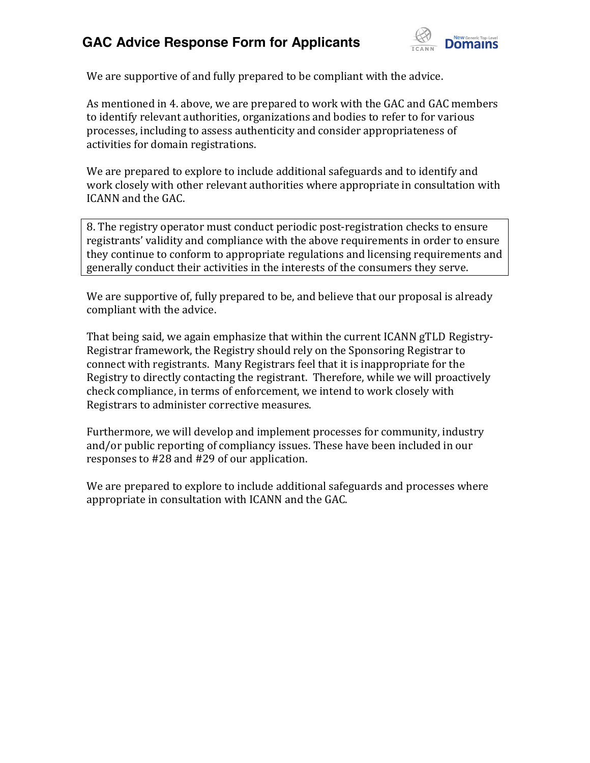We are supportive of and fully prepared to be compliant with the advice.

As mentioned in 4. above, we are prepared to work with the GAC and GAC members to identify relevant authorities, organizations and bodies to refer to for various processes, including to assess authenticity and consider appropriateness of activities for domain registrations.

We are prepared to explore to include additional safeguards and to identify and work closely with other relevant authorities where appropriate in consultation with ICANN and the GAC.

| |
|---|
| 8. The registry operator must conduct periodic post-registration checks to ensure registrants' validity and compliance with the above requirements in order to ensure they continue to conform to appropriate regulations and licensing requirements and generally conduct their activities in the interests of the consumers they serve. |

We are supportive of, fully prepared to be, and believe that our proposal is already compliant with the advice.

That being said, we again emphasize that within the current ICANN gTLD Registry-Registrar framework, the Registry should rely on the Sponsoring Registrar to connect with registrants. Many Registrars feel that it is inappropriate for the Registry to directly contacting the registrant. Therefore, while we will proactively check compliance, in terms of enforcement, we intend to work closely with Registrars to administer corrective measures.

Furthermore, we will develop and implement processes for community, industry and/or public reporting of compliancy issues. These have been included in our responses to #28 and #29 of our application.

We are prepared to explore to include additional safeguards and processes where appropriate in consultation with ICANN and the GAC.